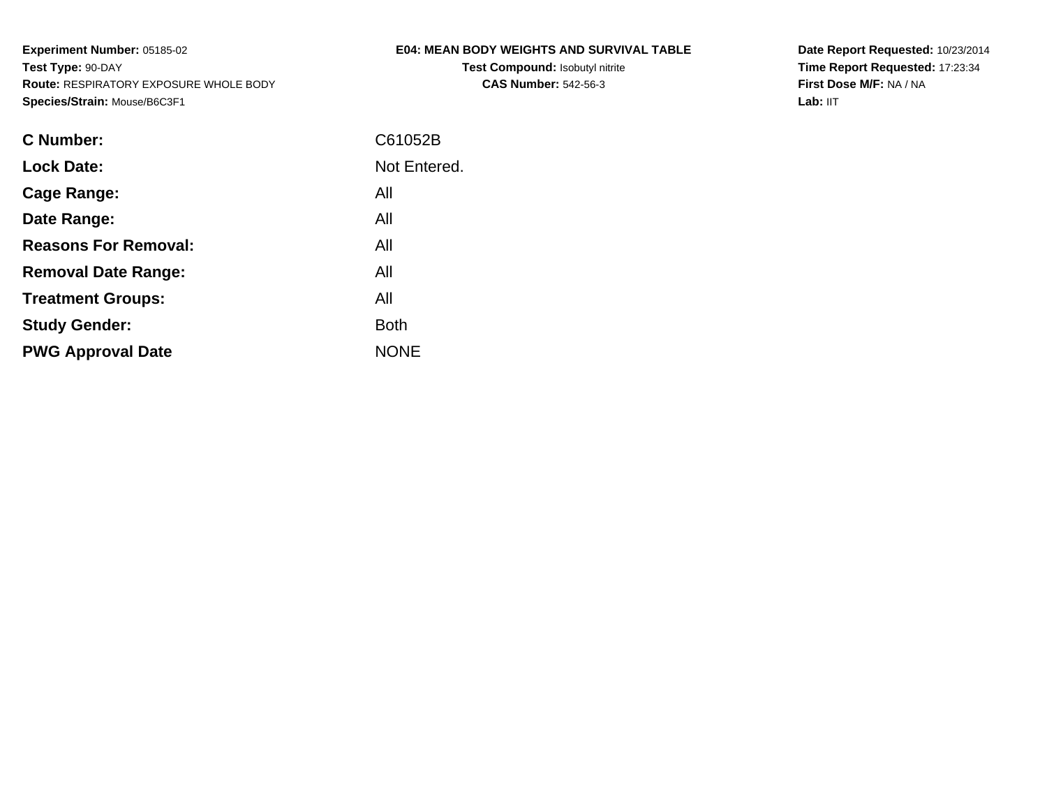**Experiment Number:** 05185-02
**Test Type:** 90-DAY
**Route:** RESPIRATORY EXPOSURE WHOLE BODY
**Species/Strain:** Mouse/B6C3F1

**E04: MEAN BODY WEIGHTS AND SURVIVAL TABLE**
**Test Compound:** Isobutyl nitrite
**CAS Number:** 542-56-3

**Date Report Requested:** 10/23/2014
**Time Report Requested:** 17:23:34
**First Dose M/F:** NA / NA
**Lab:** IIT

| | |
|---|---|
| **C Number:** | C61052B |
| **Lock Date:** | Not Entered. |
| **Cage Range:** | All |
| **Date Range:** | All |
| **Reasons For Removal:** | All |
| **Removal Date Range:** | All |
| **Treatment Groups:** | All |
| **Study Gender:** | Both |
| **PWG Approval Date** | NONE |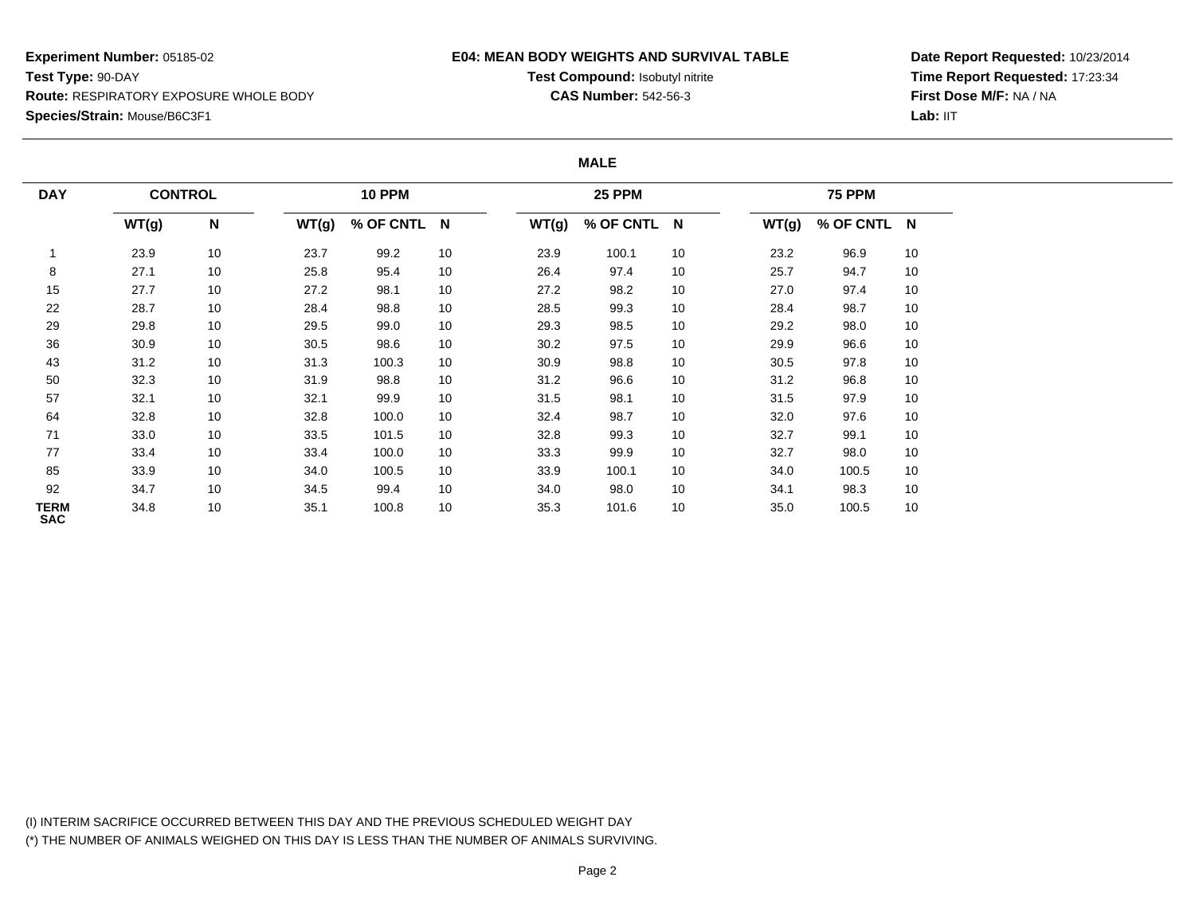**Experiment Number:** 05185-02
**Test Type:** 90-DAY
**Route:** RESPIRATORY EXPOSURE WHOLE BODY
**Species/Strain:** Mouse/B6C3F1

**E04: MEAN BODY WEIGHTS AND SURVIVAL TABLE**
**Test Compound:** Isobutyl nitrite
**CAS Number:** 542-56-3

**Date Report Requested:** 10/23/2014
**Time Report Requested:** 17:23:34
**First Dose M/F:** NA / NA
**Lab:** IIT

**MALE**

| DAY | CONTROL | | 10 PPM | | | 25 PPM | | | 75 PPM | | |
|---|---|---|---|---|---|---|---|---|---|---|---|
| | WT(g) | N | WT(g) | % OF CNTL | N | WT(g) | % OF CNTL | N | WT(g) | % OF CNTL | N |
| 1 | 23.9 | 10 | 23.7 | 99.2 | 10 | 23.9 | 100.1 | 10 | 23.2 | 96.9 | 10 |
| 8 | 27.1 | 10 | 25.8 | 95.4 | 10 | 26.4 | 97.4 | 10 | 25.7 | 94.7 | 10 |
| 15 | 27.7 | 10 | 27.2 | 98.1 | 10 | 27.2 | 98.2 | 10 | 27.0 | 97.4 | 10 |
| 22 | 28.7 | 10 | 28.4 | 98.8 | 10 | 28.5 | 99.3 | 10 | 28.4 | 98.7 | 10 |
| 29 | 29.8 | 10 | 29.5 | 99.0 | 10 | 29.3 | 98.5 | 10 | 29.2 | 98.0 | 10 |
| 36 | 30.9 | 10 | 30.5 | 98.6 | 10 | 30.2 | 97.5 | 10 | 29.9 | 96.6 | 10 |
| 43 | 31.2 | 10 | 31.3 | 100.3 | 10 | 30.9 | 98.8 | 10 | 30.5 | 97.8 | 10 |
| 50 | 32.3 | 10 | 31.9 | 98.8 | 10 | 31.2 | 96.6 | 10 | 31.2 | 96.8 | 10 |
| 57 | 32.1 | 10 | 32.1 | 99.9 | 10 | 31.5 | 98.1 | 10 | 31.5 | 97.9 | 10 |
| 64 | 32.8 | 10 | 32.8 | 100.0 | 10 | 32.4 | 98.7 | 10 | 32.0 | 97.6 | 10 |
| 71 | 33.0 | 10 | 33.5 | 101.5 | 10 | 32.8 | 99.3 | 10 | 32.7 | 99.1 | 10 |
| 77 | 33.4 | 10 | 33.4 | 100.0 | 10 | 33.3 | 99.9 | 10 | 32.7 | 98.0 | 10 |
| 85 | 33.9 | 10 | 34.0 | 100.5 | 10 | 33.9 | 100.1 | 10 | 34.0 | 100.5 | 10 |
| 92 | 34.7 | 10 | 34.5 | 99.4 | 10 | 34.0 | 98.0 | 10 | 34.1 | 98.3 | 10 |
| TERM SAC | 34.8 | 10 | 35.1 | 100.8 | 10 | 35.3 | 101.6 | 10 | 35.0 | 100.5 | 10 |

(I) INTERIM SACRIFICE OCCURRED BETWEEN THIS DAY AND THE PREVIOUS SCHEDULED WEIGHT DAY
(*) THE NUMBER OF ANIMALS WEIGHED ON THIS DAY IS LESS THAN THE NUMBER OF ANIMALS SURVIVING.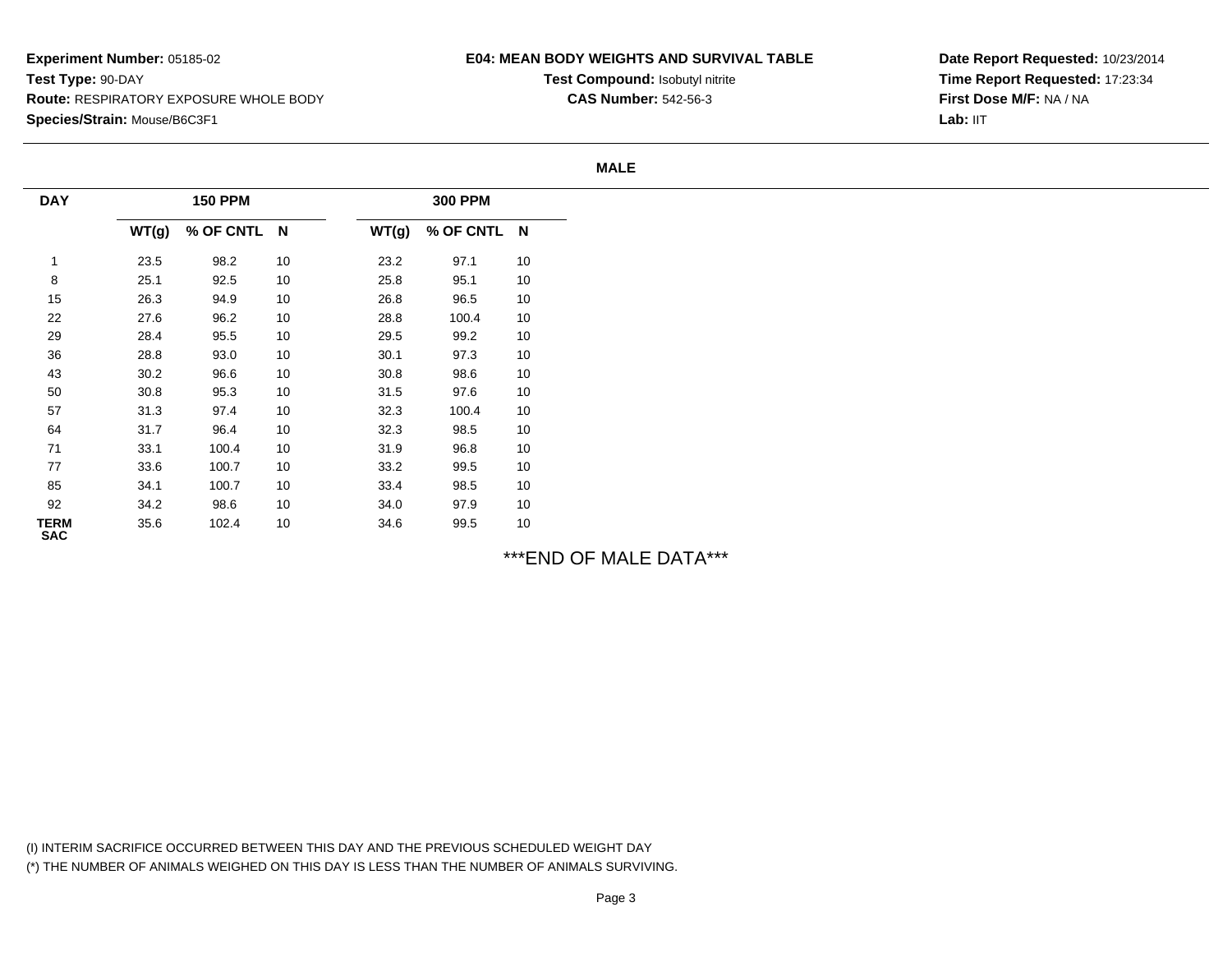**Experiment Number:** 05185-02
**Test Type:** 90-DAY
**Route:** RESPIRATORY EXPOSURE WHOLE BODY
**Species/Strain:** Mouse/B6C3F1

**E04: MEAN BODY WEIGHTS AND SURVIVAL TABLE**
**Test Compound:** Isobutyl nitrite
**CAS Number:** 542-56-3

**Date Report Requested:** 10/23/2014
**Time Report Requested:** 17:23:34
**First Dose M/F:** NA / NA
**Lab:** IIT

**MALE**

| DAY | 150 PPM | | | 300 PPM | | |
|---|---|---|---|---|---|---|
| | WT(g) | % OF CNTL | N | WT(g) | % OF CNTL | N |
| 1 | 23.5 | 98.2 | 10 | 23.2 | 97.1 | 10 |
| 8 | 25.1 | 92.5 | 10 | 25.8 | 95.1 | 10 |
| 15 | 26.3 | 94.9 | 10 | 26.8 | 96.5 | 10 |
| 22 | 27.6 | 96.2 | 10 | 28.8 | 100.4 | 10 |
| 29 | 28.4 | 95.5 | 10 | 29.5 | 99.2 | 10 |
| 36 | 28.8 | 93.0 | 10 | 30.1 | 97.3 | 10 |
| 43 | 30.2 | 96.6 | 10 | 30.8 | 98.6 | 10 |
| 50 | 30.8 | 95.3 | 10 | 31.5 | 97.6 | 10 |
| 57 | 31.3 | 97.4 | 10 | 32.3 | 100.4 | 10 |
| 64 | 31.7 | 96.4 | 10 | 32.3 | 98.5 | 10 |
| 71 | 33.1 | 100.4 | 10 | 31.9 | 96.8 | 10 |
| 77 | 33.6 | 100.7 | 10 | 33.2 | 99.5 | 10 |
| 85 | 34.1 | 100.7 | 10 | 33.4 | 98.5 | 10 |
| 92 | 34.2 | 98.6 | 10 | 34.0 | 97.9 | 10 |
| TERM SAC | 35.6 | 102.4 | 10 | 34.6 | 99.5 | 10 |

***END OF MALE DATA***

(I) INTERIM SACRIFICE OCCURRED BETWEEN THIS DAY AND THE PREVIOUS SCHEDULED WEIGHT DAY
(*) THE NUMBER OF ANIMALS WEIGHED ON THIS DAY IS LESS THAN THE NUMBER OF ANIMALS SURVIVING.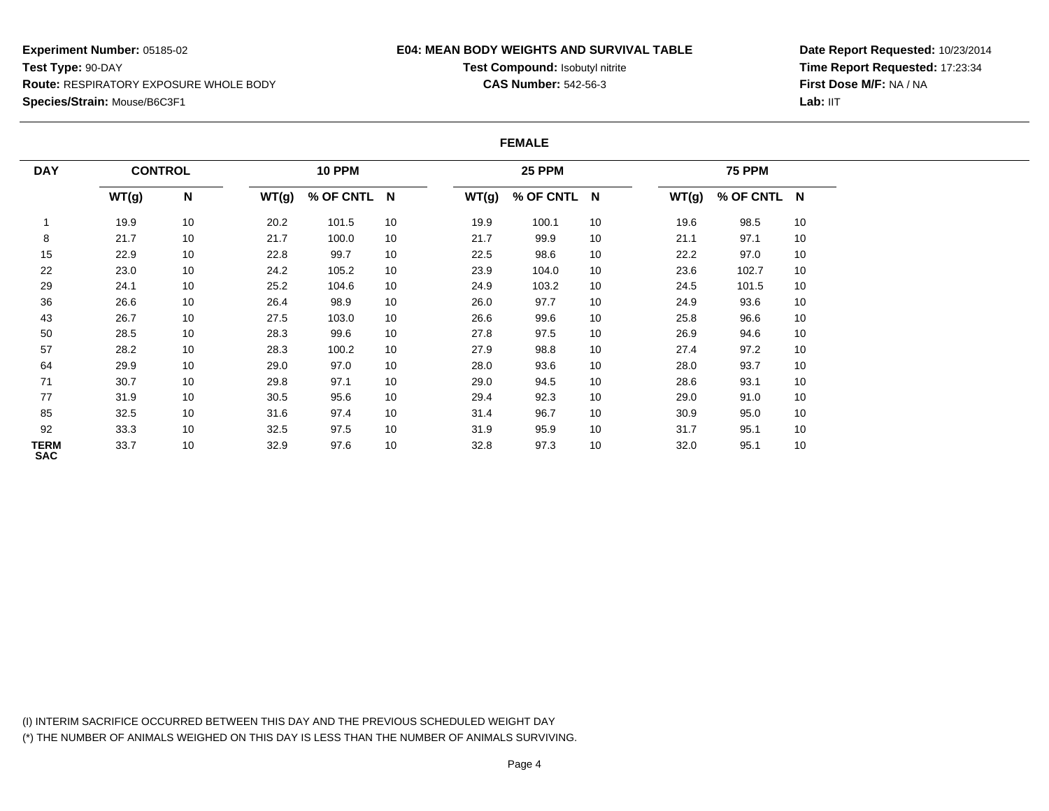**Experiment Number:** 05185-02
**Test Type:** 90-DAY
**Route:** RESPIRATORY EXPOSURE WHOLE BODY
**Species/Strain:** Mouse/B6C3F1

**E04: MEAN BODY WEIGHTS AND SURVIVAL TABLE**
**Test Compound:** Isobutyl nitrite
**CAS Number:** 542-56-3

**Date Report Requested:** 10/23/2014
**Time Report Requested:** 17:23:34
**First Dose M/F:** NA / NA
**Lab:** IIT

**FEMALE**

| DAY | CONTROL | | 10 PPM | | | 25 PPM | | | 75 PPM | | |
|---|---|---|---|---|---|---|---|---|---|---|---|
| | WT(g) | N | WT(g) | % OF CNTL | N | WT(g) | % OF CNTL | N | WT(g) | % OF CNTL | N |
| 1 | 19.9 | 10 | 20.2 | 101.5 | 10 | 19.9 | 100.1 | 10 | 19.6 | 98.5 | 10 |
| 8 | 21.7 | 10 | 21.7 | 100.0 | 10 | 21.7 | 99.9 | 10 | 21.1 | 97.1 | 10 |
| 15 | 22.9 | 10 | 22.8 | 99.7 | 10 | 22.5 | 98.6 | 10 | 22.2 | 97.0 | 10 |
| 22 | 23.0 | 10 | 24.2 | 105.2 | 10 | 23.9 | 104.0 | 10 | 23.6 | 102.7 | 10 |
| 29 | 24.1 | 10 | 25.2 | 104.6 | 10 | 24.9 | 103.2 | 10 | 24.5 | 101.5 | 10 |
| 36 | 26.6 | 10 | 26.4 | 98.9 | 10 | 26.0 | 97.7 | 10 | 24.9 | 93.6 | 10 |
| 43 | 26.7 | 10 | 27.5 | 103.0 | 10 | 26.6 | 99.6 | 10 | 25.8 | 96.6 | 10 |
| 50 | 28.5 | 10 | 28.3 | 99.6 | 10 | 27.8 | 97.5 | 10 | 26.9 | 94.6 | 10 |
| 57 | 28.2 | 10 | 28.3 | 100.2 | 10 | 27.9 | 98.8 | 10 | 27.4 | 97.2 | 10 |
| 64 | 29.9 | 10 | 29.0 | 97.0 | 10 | 28.0 | 93.6 | 10 | 28.0 | 93.7 | 10 |
| 71 | 30.7 | 10 | 29.8 | 97.1 | 10 | 29.0 | 94.5 | 10 | 28.6 | 93.1 | 10 |
| 77 | 31.9 | 10 | 30.5 | 95.6 | 10 | 29.4 | 92.3 | 10 | 29.0 | 91.0 | 10 |
| 85 | 32.5 | 10 | 31.6 | 97.4 | 10 | 31.4 | 96.7 | 10 | 30.9 | 95.0 | 10 |
| 92 | 33.3 | 10 | 32.5 | 97.5 | 10 | 31.9 | 95.9 | 10 | 31.7 | 95.1 | 10 |
| TERM SAC | 33.7 | 10 | 32.9 | 97.6 | 10 | 32.8 | 97.3 | 10 | 32.0 | 95.1 | 10 |

(I) INTERIM SACRIFICE OCCURRED BETWEEN THIS DAY AND THE PREVIOUS SCHEDULED WEIGHT DAY
(*) THE NUMBER OF ANIMALS WEIGHED ON THIS DAY IS LESS THAN THE NUMBER OF ANIMALS SURVIVING.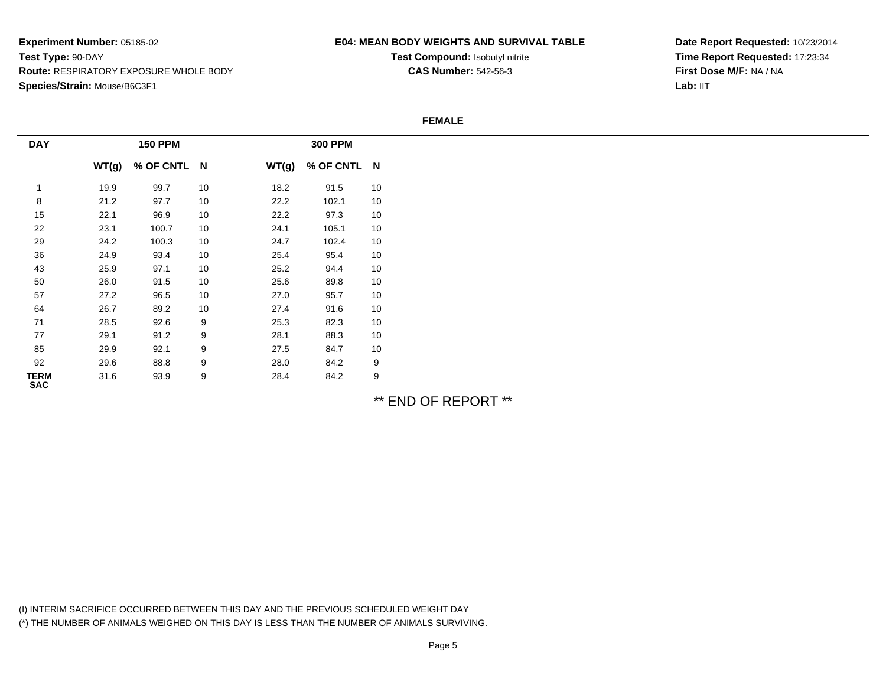**Experiment Number:** 05185-02
**Test Type:** 90-DAY
**Route:** RESPIRATORY EXPOSURE WHOLE BODY
**Species/Strain:** Mouse/B6C3F1

**E04: MEAN BODY WEIGHTS AND SURVIVAL TABLE**
**Test Compound:** Isobutyl nitrite
**CAS Number:** 542-56-3

**Date Report Requested:** 10/23/2014
**Time Report Requested:** 17:23:34
**First Dose M/F:** NA / NA
**Lab:** IIT

**FEMALE**

| DAY | 150 PPM | | | 300 PPM | | |
|---|---|---|---|---|---|---|
| | WT(g) | % OF CNTL | N | WT(g) | % OF CNTL | N |
| 1 | 19.9 | 99.7 | 10 | 18.2 | 91.5 | 10 |
| 8 | 21.2 | 97.7 | 10 | 22.2 | 102.1 | 10 |
| 15 | 22.1 | 96.9 | 10 | 22.2 | 97.3 | 10 |
| 22 | 23.1 | 100.7 | 10 | 24.1 | 105.1 | 10 |
| 29 | 24.2 | 100.3 | 10 | 24.7 | 102.4 | 10 |
| 36 | 24.9 | 93.4 | 10 | 25.4 | 95.4 | 10 |
| 43 | 25.9 | 97.1 | 10 | 25.2 | 94.4 | 10 |
| 50 | 26.0 | 91.5 | 10 | 25.6 | 89.8 | 10 |
| 57 | 27.2 | 96.5 | 10 | 27.0 | 95.7 | 10 |
| 64 | 26.7 | 89.2 | 10 | 27.4 | 91.6 | 10 |
| 71 | 28.5 | 92.6 | 9 | 25.3 | 82.3 | 10 |
| 77 | 29.1 | 91.2 | 9 | 28.1 | 88.3 | 10 |
| 85 | 29.9 | 92.1 | 9 | 27.5 | 84.7 | 10 |
| 92 | 29.6 | 88.8 | 9 | 28.0 | 84.2 | 9 |
| TERM SAC | 31.6 | 93.9 | 9 | 28.4 | 84.2 | 9 |

** END OF REPORT **

(I) INTERIM SACRIFICE OCCURRED BETWEEN THIS DAY AND THE PREVIOUS SCHEDULED WEIGHT DAY
(*) THE NUMBER OF ANIMALS WEIGHED ON THIS DAY IS LESS THAN THE NUMBER OF ANIMALS SURVIVING.